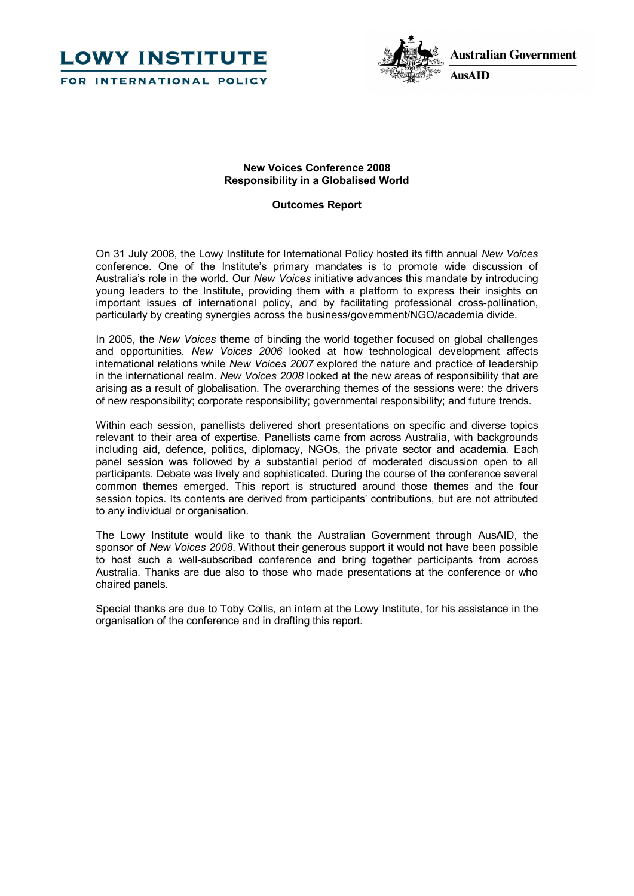LOWY INSTITUTE
FOR INTERNATIONAL POLICY

Australian Government
AusAID

**New Voices Conference 2008**
**Responsibility in a Globalised World**

**Outcomes Report**

On 31 July 2008, the Lowy Institute for International Policy hosted its fifth annual *New Voices* conference. One of the Institute's primary mandates is to promote wide discussion of Australia's role in the world. Our *New Voices* initiative advances this mandate by introducing young leaders to the Institute, providing them with a platform to express their insights on important issues of international policy, and by facilitating professional cross-pollination, particularly by creating synergies across the business/government/NGO/academia divide.

In 2005, the *New Voices* theme of binding the world together focused on global challenges and opportunities. *New Voices 2006* looked at how technological development affects international relations while *New Voices 2007* explored the nature and practice of leadership in the international realm. *New Voices 2008* looked at the new areas of responsibility that are arising as a result of globalisation. The overarching themes of the sessions were: the drivers of new responsibility; corporate responsibility; governmental responsibility; and future trends.

Within each session, panellists delivered short presentations on specific and diverse topics relevant to their area of expertise. Panellists came from across Australia, with backgrounds including aid, defence, politics, diplomacy, NGOs, the private sector and academia. Each panel session was followed by a substantial period of moderated discussion open to all participants. Debate was lively and sophisticated. During the course of the conference several common themes emerged. This report is structured around those themes and the four session topics. Its contents are derived from participants' contributions, but are not attributed to any individual or organisation.

The Lowy Institute would like to thank the Australian Government through AusAID, the sponsor of *New Voices 2008*. Without their generous support it would not have been possible to host such a well-subscribed conference and bring together participants from across Australia. Thanks are due also to those who made presentations at the conference or who chaired panels.

Special thanks are due to Toby Collis, an intern at the Lowy Institute, for his assistance in the organisation of the conference and in drafting this report.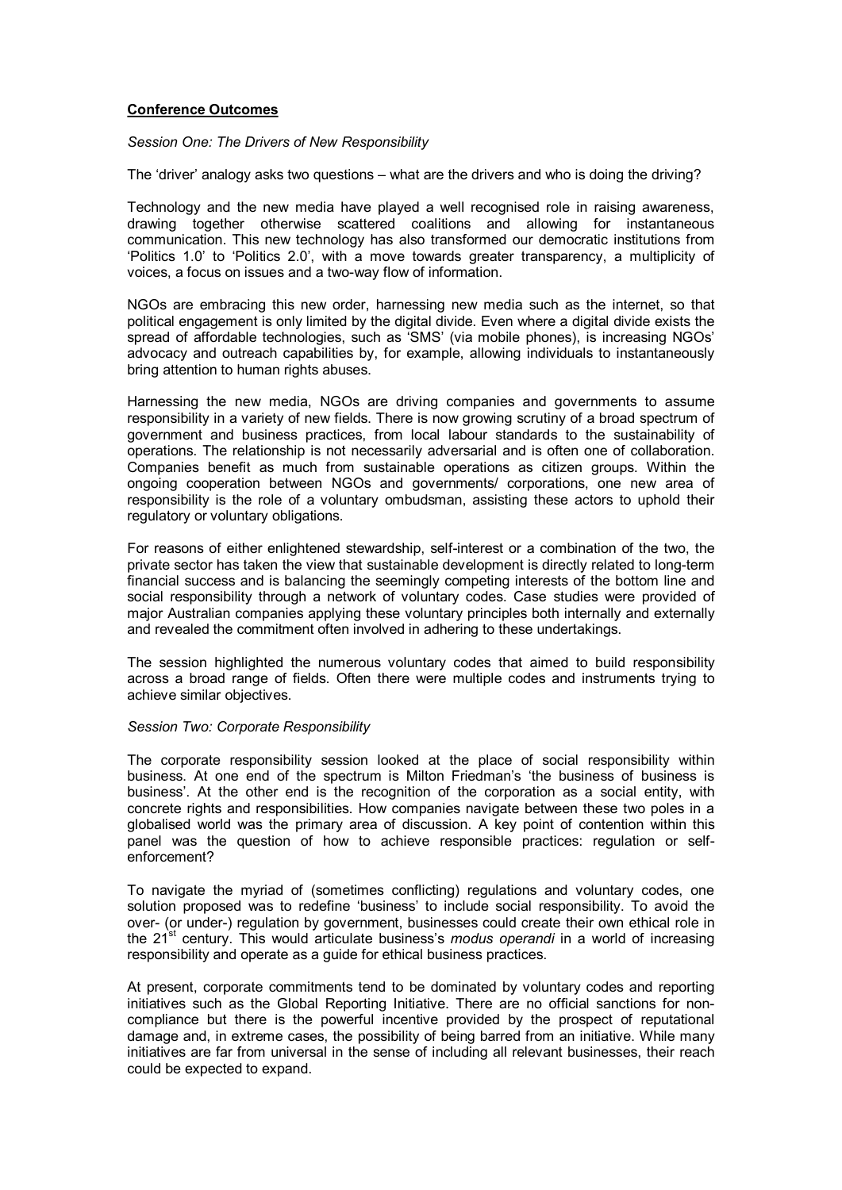## Conference Outcomes

*Session One: The Drivers of New Responsibility*

The 'driver' analogy asks two questions – what are the drivers and who is doing the driving?

Technology and the new media have played a well recognised role in raising awareness, drawing together otherwise scattered coalitions and allowing for instantaneous communication. This new technology has also transformed our democratic institutions from 'Politics 1.0' to 'Politics 2.0', with a move towards greater transparency, a multiplicity of voices, a focus on issues and a two-way flow of information.

NGOs are embracing this new order, harnessing new media such as the internet, so that political engagement is only limited by the digital divide. Even where a digital divide exists the spread of affordable technologies, such as 'SMS' (via mobile phones), is increasing NGOs' advocacy and outreach capabilities by, for example, allowing individuals to instantaneously bring attention to human rights abuses.

Harnessing the new media, NGOs are driving companies and governments to assume responsibility in a variety of new fields. There is now growing scrutiny of a broad spectrum of government and business practices, from local labour standards to the sustainability of operations. The relationship is not necessarily adversarial and is often one of collaboration. Companies benefit as much from sustainable operations as citizen groups. Within the ongoing cooperation between NGOs and governments/ corporations, one new area of responsibility is the role of a voluntary ombudsman, assisting these actors to uphold their regulatory or voluntary obligations.

For reasons of either enlightened stewardship, self-interest or a combination of the two, the private sector has taken the view that sustainable development is directly related to long-term financial success and is balancing the seemingly competing interests of the bottom line and social responsibility through a network of voluntary codes. Case studies were provided of major Australian companies applying these voluntary principles both internally and externally and revealed the commitment often involved in adhering to these undertakings.

The session highlighted the numerous voluntary codes that aimed to build responsibility across a broad range of fields. Often there were multiple codes and instruments trying to achieve similar objectives.

*Session Two: Corporate Responsibility*

The corporate responsibility session looked at the place of social responsibility within business. At one end of the spectrum is Milton Friedman's 'the business of business is business'. At the other end is the recognition of the corporation as a social entity, with concrete rights and responsibilities. How companies navigate between these two poles in a globalised world was the primary area of discussion. A key point of contention within this panel was the question of how to achieve responsible practices: regulation or self-enforcement?

To navigate the myriad of (sometimes conflicting) regulations and voluntary codes, one solution proposed was to redefine 'business' to include social responsibility. To avoid the over- (or under-) regulation by government, businesses could create their own ethical role in the 21st century. This would articulate business's *modus operandi* in a world of increasing responsibility and operate as a guide for ethical business practices.

At present, corporate commitments tend to be dominated by voluntary codes and reporting initiatives such as the Global Reporting Initiative. There are no official sanctions for non-compliance but there is the powerful incentive provided by the prospect of reputational damage and, in extreme cases, the possibility of being barred from an initiative. While many initiatives are far from universal in the sense of including all relevant businesses, their reach could be expected to expand.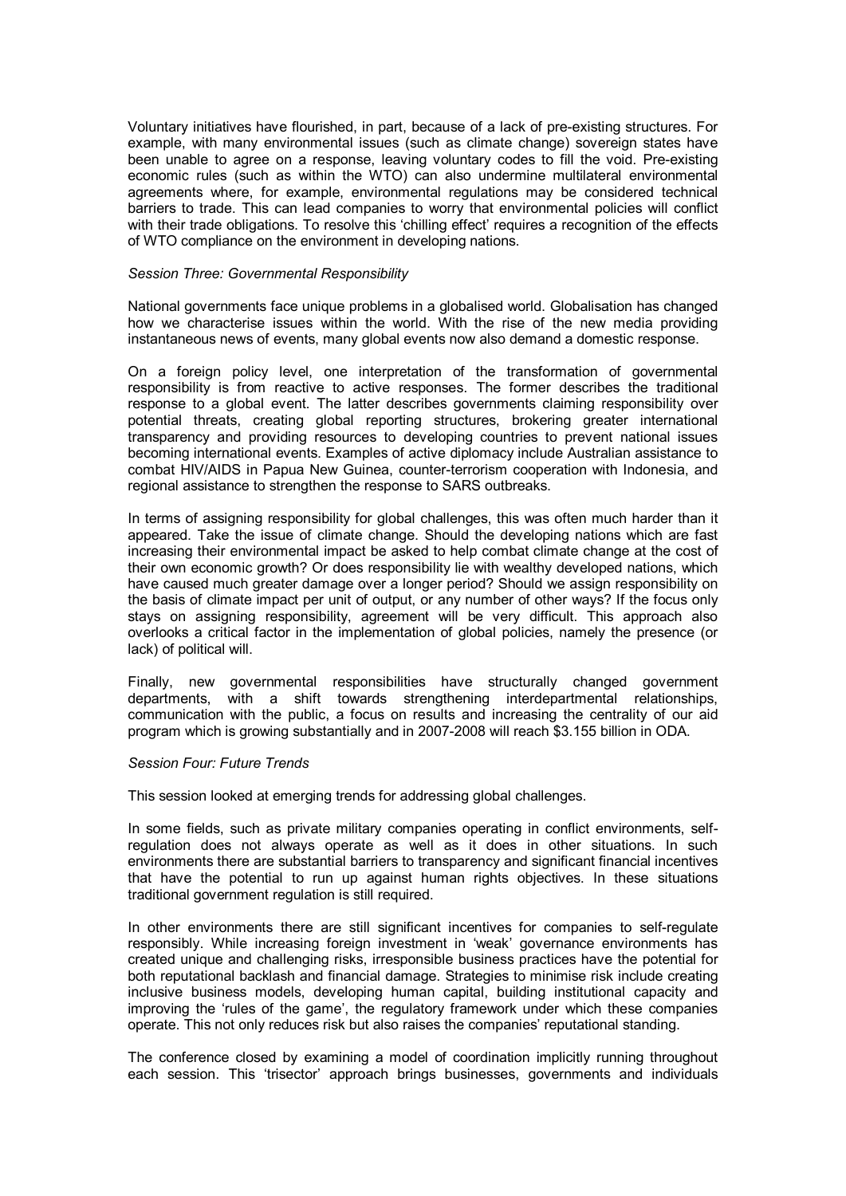Voluntary initiatives have flourished, in part, because of a lack of pre-existing structures. For example, with many environmental issues (such as climate change) sovereign states have been unable to agree on a response, leaving voluntary codes to fill the void. Pre-existing economic rules (such as within the WTO) can also undermine multilateral environmental agreements where, for example, environmental regulations may be considered technical barriers to trade. This can lead companies to worry that environmental policies will conflict with their trade obligations. To resolve this 'chilling effect' requires a recognition of the effects of WTO compliance on the environment in developing nations.

*Session Three: Governmental Responsibility*

National governments face unique problems in a globalised world. Globalisation has changed how we characterise issues within the world. With the rise of the new media providing instantaneous news of events, many global events now also demand a domestic response.

On a foreign policy level, one interpretation of the transformation of governmental responsibility is from reactive to active responses. The former describes the traditional response to a global event. The latter describes governments claiming responsibility over potential threats, creating global reporting structures, brokering greater international transparency and providing resources to developing countries to prevent national issues becoming international events. Examples of active diplomacy include Australian assistance to combat HIV/AIDS in Papua New Guinea, counter-terrorism cooperation with Indonesia, and regional assistance to strengthen the response to SARS outbreaks.

In terms of assigning responsibility for global challenges, this was often much harder than it appeared. Take the issue of climate change. Should the developing nations which are fast increasing their environmental impact be asked to help combat climate change at the cost of their own economic growth? Or does responsibility lie with wealthy developed nations, which have caused much greater damage over a longer period? Should we assign responsibility on the basis of climate impact per unit of output, or any number of other ways? If the focus only stays on assigning responsibility, agreement will be very difficult. This approach also overlooks a critical factor in the implementation of global policies, namely the presence (or lack) of political will.

Finally, new governmental responsibilities have structurally changed government departments, with a shift towards strengthening interdepartmental relationships, communication with the public, a focus on results and increasing the centrality of our aid program which is growing substantially and in 2007-2008 will reach $3.155 billion in ODA.

*Session Four: Future Trends*

This session looked at emerging trends for addressing global challenges.

In some fields, such as private military companies operating in conflict environments, self-regulation does not always operate as well as it does in other situations. In such environments there are substantial barriers to transparency and significant financial incentives that have the potential to run up against human rights objectives. In these situations traditional government regulation is still required.

In other environments there are still significant incentives for companies to self-regulate responsibly. While increasing foreign investment in 'weak' governance environments has created unique and challenging risks, irresponsible business practices have the potential for both reputational backlash and financial damage. Strategies to minimise risk include creating inclusive business models, developing human capital, building institutional capacity and improving the 'rules of the game', the regulatory framework under which these companies operate. This not only reduces risk but also raises the companies' reputational standing.

The conference closed by examining a model of coordination implicitly running throughout each session. This 'trisector' approach brings businesses, governments and individuals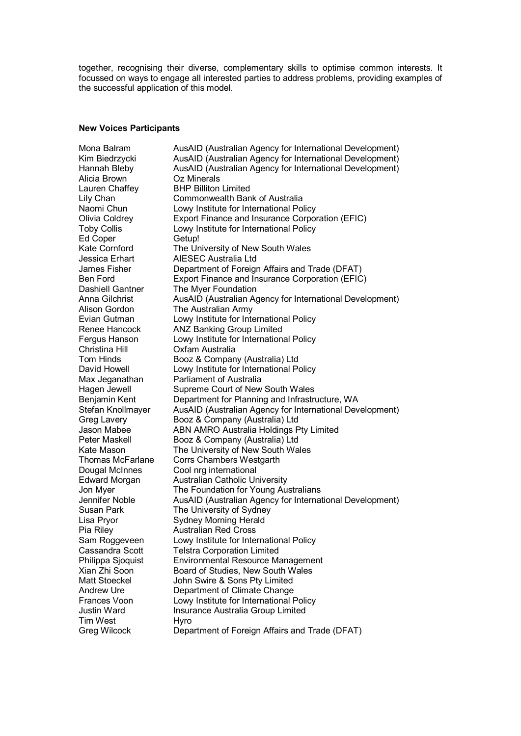together, recognising their diverse, complementary skills to optimise common interests. It focussed on ways to engage all interested parties to address problems, providing examples of the successful application of this model.

**New Voices Participants**

| | |
|---|---|
| Mona Balram | AusAID (Australian Agency for International Development) |
| Kim Biedrzycki | AusAID (Australian Agency for International Development) |
| Hannah Bleby | AusAID (Australian Agency for International Development) |
| Alicia Brown | Oz Minerals |
| Lauren Chaffey | BHP Billiton Limited |
| Lily Chan | Commonwealth Bank of Australia |
| Naomi Chun | Lowy Institute for International Policy |
| Olivia Coldrey | Export Finance and Insurance Corporation (EFIC) |
| Toby Collis | Lowy Institute for International Policy |
| Ed Coper | Getup! |
| Kate Cornford | The University of New South Wales |
| Jessica Erhart | AIESEC Australia Ltd |
| James Fisher | Department of Foreign Affairs and Trade (DFAT) |
| Ben Ford | Export Finance and Insurance Corporation (EFIC) |
| Dashiell Gantner | The Myer Foundation |
| Anna Gilchrist | AusAID (Australian Agency for International Development) |
| Alison Gordon | The Australian Army |
| Evian Gutman | Lowy Institute for International Policy |
| Renee Hancock | ANZ Banking Group Limited |
| Fergus Hanson | Lowy Institute for International Policy |
| Christina Hill | Oxfam Australia |
| Tom Hinds | Booz & Company (Australia) Ltd |
| David Howell | Lowy Institute for International Policy |
| Max Jeganathan | Parliament of Australia |
| Hagen Jewell | Supreme Court of New South Wales |
| Benjamin Kent | Department for Planning and Infrastructure, WA |
| Stefan Knollmayer | AusAID (Australian Agency for International Development) |
| Greg Lavery | Booz & Company (Australia) Ltd |
| Jason Mabee | ABN AMRO Australia Holdings Pty Limited |
| Peter Maskell | Booz & Company (Australia) Ltd |
| Kate Mason | The University of New South Wales |
| Thomas McFarlane | Corrs Chambers Westgarth |
| Dougal McInnes | Cool nrg international |
| Edward Morgan | Australian Catholic University |
| Jon Myer | The Foundation for Young Australians |
| Jennifer Noble | AusAID (Australian Agency for International Development) |
| Susan Park | The University of Sydney |
| Lisa Pryor | Sydney Morning Herald |
| Pia Riley | Australian Red Cross |
| Sam Roggeveen | Lowy Institute for International Policy |
| Cassandra Scott | Telstra Corporation Limited |
| Philippa Sjoquist | Environmental Resource Management |
| Xian Zhi Soon | Board of Studies, New South Wales |
| Matt Stoeckel | John Swire & Sons Pty Limited |
| Andrew Ure | Department of Climate Change |
| Frances Voon | Lowy Institute for International Policy |
| Justin Ward | Insurance Australia Group Limited |
| Tim West | Hyro |
| Greg Wilcock | Department of Foreign Affairs and Trade (DFAT) |